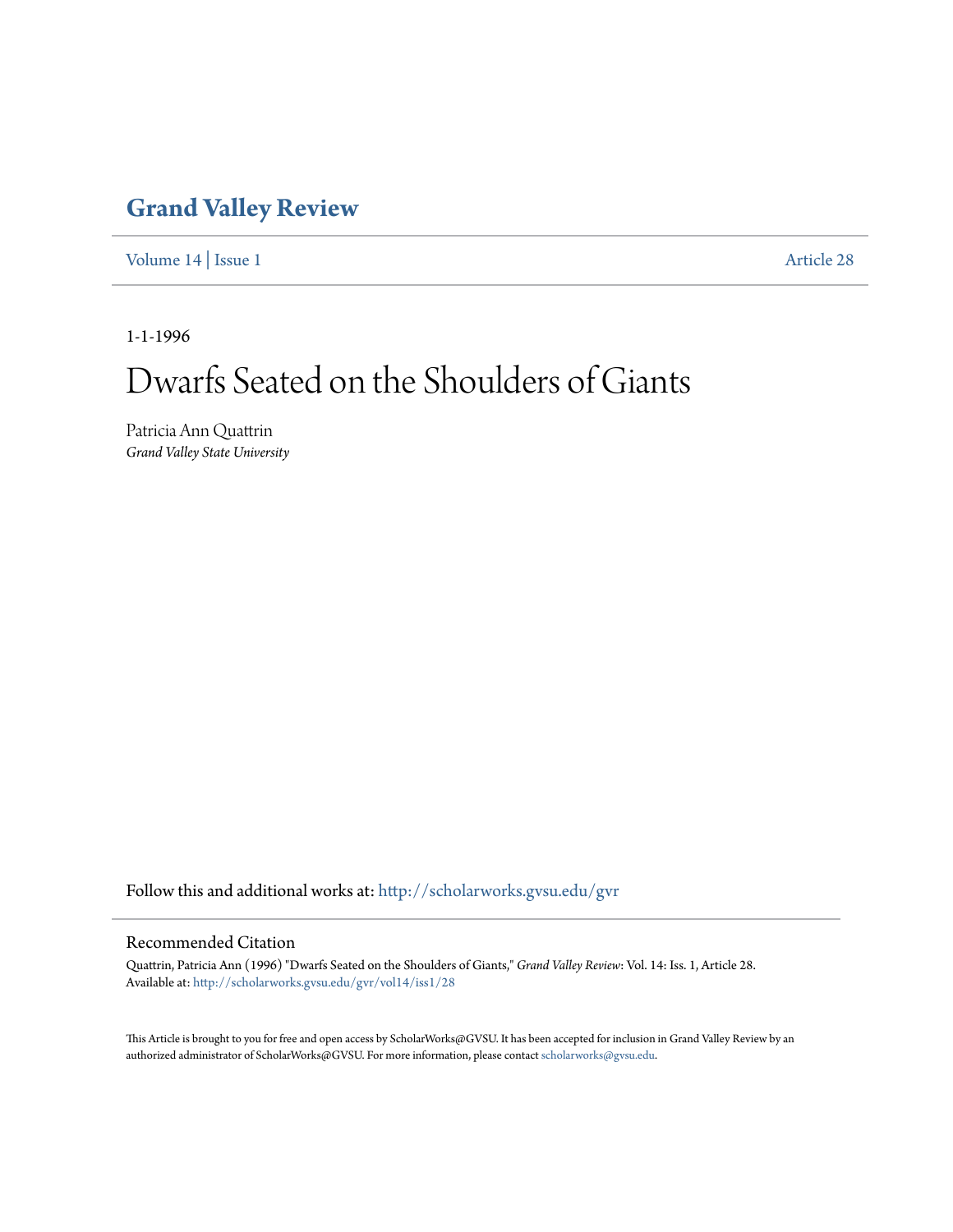# Grand Valley Review

Volume 14 | Issue 1 Article 28

1-1-1996

# Dwarfs Seated on the Shoulders of Giants

Patricia Ann Quattrin
*Grand Valley State University*

Follow this and additional works at: http://scholarworks.gvsu.edu/gvr

## Recommended Citation

Quattrin, Patricia Ann (1996) "Dwarfs Seated on the Shoulders of Giants," *Grand Valley Review*: Vol. 14: Iss. 1, Article 28.
Available at: http://scholarworks.gvsu.edu/gvr/vol14/iss1/28

This Article is brought to you for free and open access by ScholarWorks@GVSU. It has been accepted for inclusion in Grand Valley Review by an authorized administrator of ScholarWorks@GVSU. For more information, please contact scholarworks@gvsu.edu.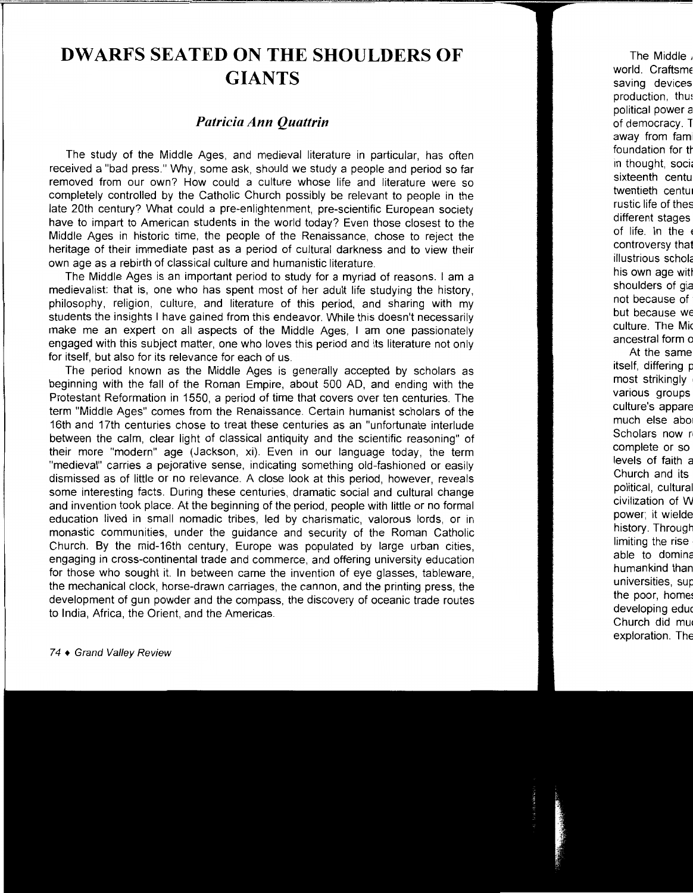# DWARFS SEATED ON THE SHOULDERS OF GIANTS

### *Patricia Ann Quattrin*

The study of the Middle Ages, and medieval literature in particular, has often received a "bad press." Why, some ask, should we study a people and period so far removed from our own? How could a culture whose life and literature were so completely controlled by the Catholic Church possibly be relevant to people in the late 20th century? What could a pre-enlightenment, pre-scientific European society have to impart to American students in the world today? Even those closest to the Middle Ages in historic time, the people of the Renaissance, chose to reject the heritage of their immediate past as a period of cultural darkness and to view their own age as a rebirth of classical culture and humanistic literature.

The Middle Ages is an important period to study for a myriad of reasons. I am a medievalist: that is, one who has spent most of her adult life studying the history, philosophy, religion, culture, and literature of this period, and sharing with my students the insights I have gained from this endeavor. While this doesn't necessarily make me an expert on all aspects of the Middle Ages, I am one passionately engaged with this subject matter, one who loves this period and its literature not only for itself, but also for its relevance for each of us.

The period known as the Middle Ages is generally accepted by scholars as beginning with the fall of the Roman Empire, about 500 AD, and ending with the Protestant Reformation in 1550, a period of time that covers over ten centuries. The term "Middle Ages" comes from the Renaissance. Certain humanist scholars of the 16th and 17th centuries chose to treat these centuries as an "unfortunate interlude between the calm, clear light of classical antiquity and the scientific reasoning" of their more "modern" age (Jackson, xi). Even in our language today, the term "medieval" carries a pejorative sense, indicating something old-fashioned or easily dismissed as of little or no relevance. A close look at this period, however, reveals some interesting facts. During these centuries, dramatic social and cultural change and invention took place. At the beginning of the period, people with little or no formal education lived in small nomadic tribes, led by charismatic, valorous lords, or in monastic communities, under the guidance and security of the Roman Catholic Church. By the mid-16th century, Europe was populated by large urban cities, engaging in cross-continental trade and commerce, and offering university education for those who sought it. In between came the invention of eye glasses, tableware, the mechanical clock, horse-drawn carriages, the cannon, and the printing press, the development of gun powder and the compass, the discovery of oceanic trade routes to India, Africa, the Orient, and the Americas.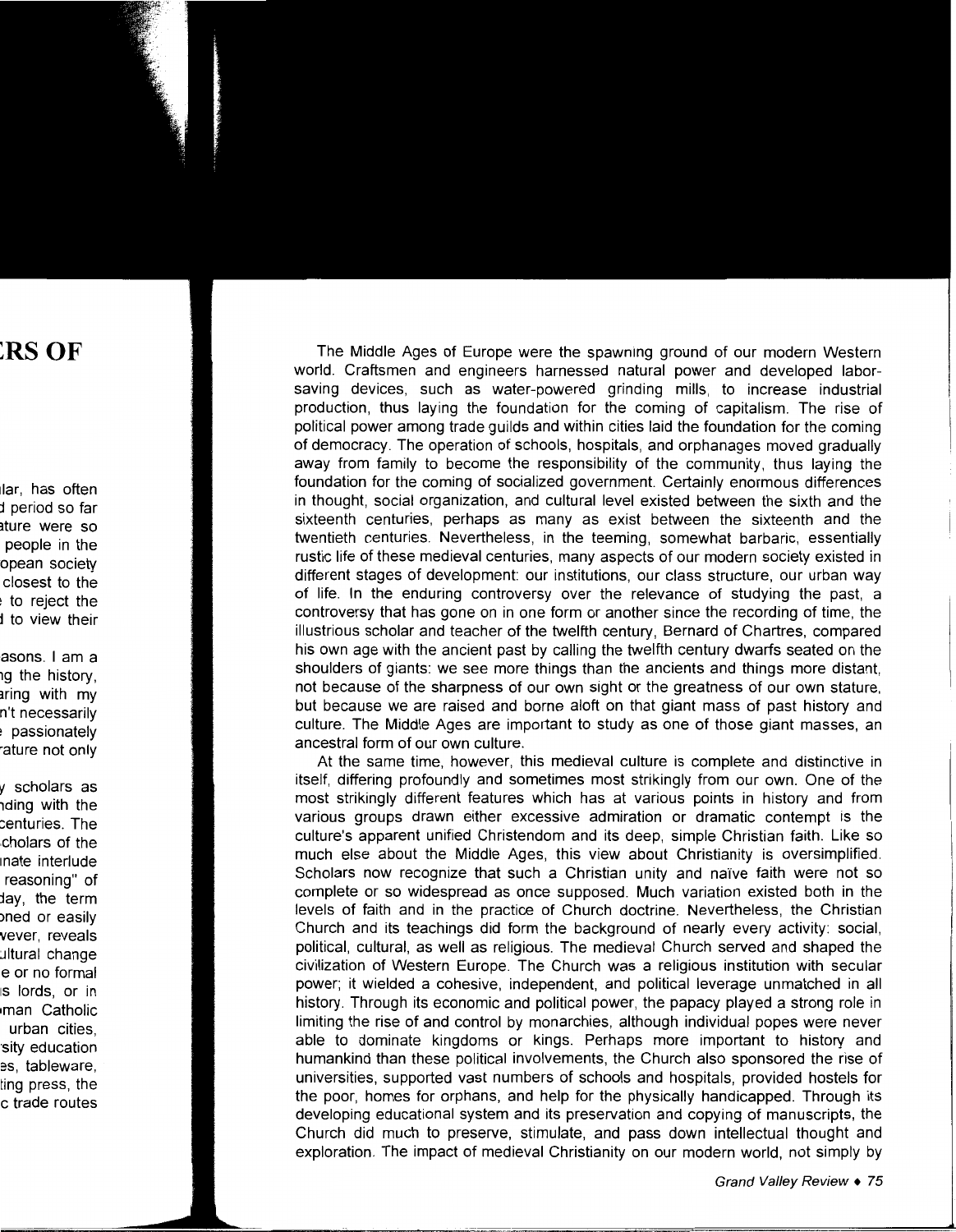The Middle Ages of Europe were the spawning ground of our modern Western world. Craftsmen and engineers harnessed natural power and developed labor-saving devices, such as water-powered grinding mills, to increase industrial production, thus laying the foundation for the coming of capitalism. The rise of political power among trade guilds and within cities laid the foundation for the coming of democracy. The operation of schools, hospitals, and orphanages moved gradually away from family to become the responsibility of the community, thus laying the foundation for the coming of socialized government. Certainly enormous differences in thought, social organization, and cultural level existed between the sixth and the sixteenth centuries, perhaps as many as exist between the sixteenth and the twentieth centuries. Nevertheless, in the teeming, somewhat barbaric, essentially rustic life of these medieval centuries, many aspects of our modern society existed in different stages of development: our institutions, our class structure, our urban way of life. In the enduring controversy over the relevance of studying the past, a controversy that has gone on in one form or another since the recording of time, the illustrious scholar and teacher of the twelfth century, Bernard of Chartres, compared his own age with the ancient past by calling the twelfth century dwarfs seated on the shoulders of giants: we see more things than the ancients and things more distant, not because of the sharpness of our own sight or the greatness of our own stature, but because we are raised and borne aloft on that giant mass of past history and culture. The Middle Ages are important to study as one of those giant masses, an ancestral form of our own culture.

At the same time, however, this medieval culture is complete and distinctive in itself, differing profoundly and sometimes most strikingly from our own. One of the most strikingly different features which has at various points in history and from various groups drawn either excessive admiration or dramatic contempt is the culture's apparent unified Christendom and its deep, simple Christian faith. Like so much else about the Middle Ages, this view about Christianity is oversimplified. Scholars now recognize that such a Christian unity and naïve faith were not so complete or so widespread as once supposed. Much variation existed both in the levels of faith and in the practice of Church doctrine. Nevertheless, the Christian Church and its teachings did form the background of nearly every activity: social, political, cultural, as well as religious. The medieval Church served and shaped the civilization of Western Europe. The Church was a religious institution with secular power; it wielded a cohesive, independent, and political leverage unmatched in all history. Through its economic and political power, the papacy played a strong role in limiting the rise of and control by monarchies, although individual popes were never able to dominate kingdoms or kings. Perhaps more important to history and humankind than these political involvements, the Church also sponsored the rise of universities, supported vast numbers of schools and hospitals, provided hostels for the poor, homes for orphans, and help for the physically handicapped. Through its developing educational system and its preservation and copying of manuscripts, the Church did much to preserve, stimulate, and pass down intellectual thought and exploration. The impact of medieval Christianity on our modern world, not simply by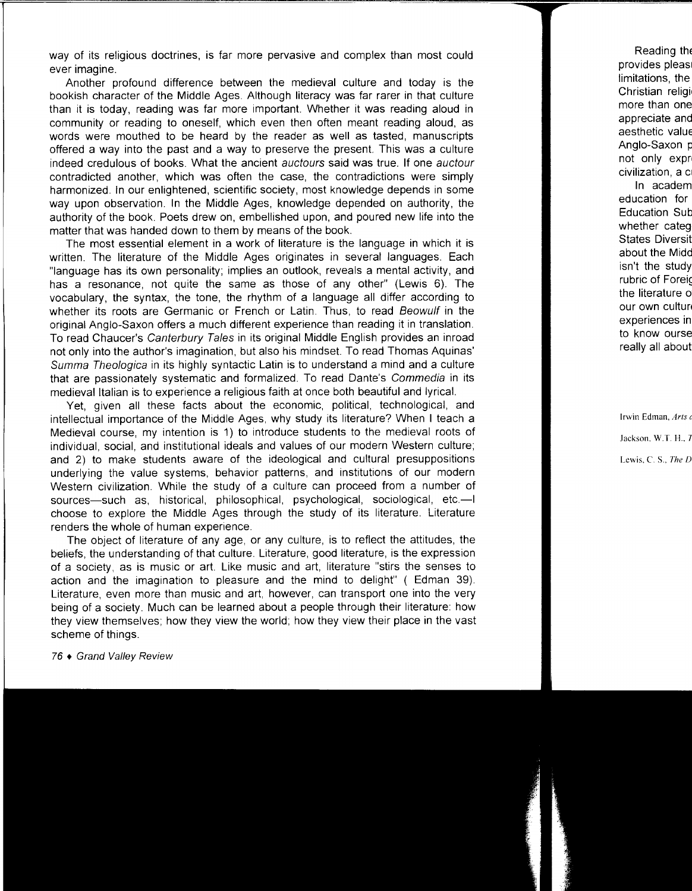way of its religious doctrines, is far more pervasive and complex than most could ever imagine.

Another profound difference between the medieval culture and today is the bookish character of the Middle Ages. Although literacy was far rarer in that culture than it is today, reading was far more important. Whether it was reading aloud in community or reading to oneself, which even then often meant reading aloud, as words were mouthed to be heard by the reader as well as tasted, manuscripts offered a way into the past and a way to preserve the present. This was a culture indeed credulous of books. What the ancient *auctours* said was true. If one *auctour* contradicted another, which was often the case, the contradictions were simply harmonized. In our enlightened, scientific society, most knowledge depends in some way upon observation. In the Middle Ages, knowledge depended on authority, the authority of the book. Poets drew on, embellished upon, and poured new life into the matter that was handed down to them by means of the book.

The most essential element in a work of literature is the language in which it is written. The literature of the Middle Ages originates in several languages. Each "language has its own personality; implies an outlook, reveals a mental activity, and has a resonance, not quite the same as those of any other" (Lewis 6). The vocabulary, the syntax, the tone, the rhythm of a language all differ according to whether its roots are Germanic or French or Latin. Thus, to read *Beowulf* in the original Anglo-Saxon offers a much different experience than reading it in translation. To read Chaucer's *Canterbury Tales* in its original Middle English provides an inroad not only into the author's imagination, but also his mindset. To read Thomas Aquinas' *Summa Theologica* in its highly syntactic Latin is to understand a mind and a culture that are passionately systematic and formalized. To read Dante's *Commedia* in its medieval Italian is to experience a religious faith at once both beautiful and lyrical.

Yet, given all these facts about the economic, political, technological, and intellectual importance of the Middle Ages, why study its literature? When I teach a Medieval course, my intention is 1) to introduce students to the medieval roots of individual, social, and institutional ideals and values of our modern Western culture; and 2) to make students aware of the ideological and cultural presuppositions underlying the value systems, behavior patterns, and institutions of our modern Western civilization. While the study of a culture can proceed from a number of sources—such as, historical, philosophical, psychological, sociological, etc.—I choose to explore the Middle Ages through the study of its literature. Literature renders the whole of human experience.

The object of literature of any age, or any culture, is to reflect the attitudes, the beliefs, the understanding of that culture. Literature, good literature, is the expression of a society, as is music or art. Like music and art, literature "stirs the senses to action and the imagination to pleasure and the mind to delight" ( Edman 39). Literature, even more than music and art, however, can transport one into the very being of a society. Much can be learned about a people through their literature: how they view themselves; how they view the world; how they view their place in the vast scheme of things.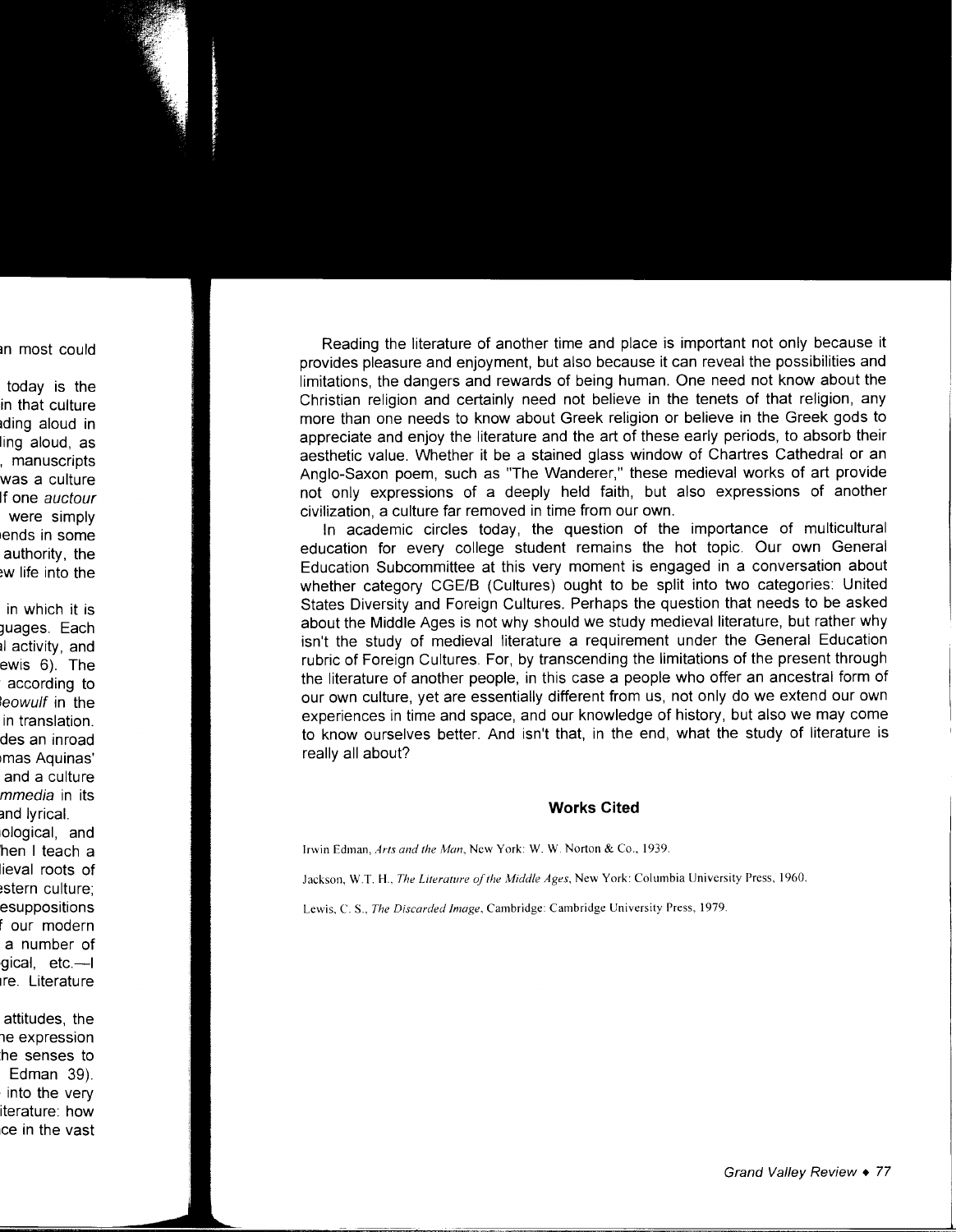Reading the literature of another time and place is important not only because it provides pleasure and enjoyment, but also because it can reveal the possibilities and limitations, the dangers and rewards of being human. One need not know about the Christian religion and certainly need not believe in the tenets of that religion, any more than one needs to know about Greek religion or believe in the Greek gods to appreciate and enjoy the literature and the art of these early periods, to absorb their aesthetic value. Whether it be a stained glass window of Chartres Cathedral or an Anglo-Saxon poem, such as "The Wanderer," these medieval works of art provide not only expressions of a deeply held faith, but also expressions of another civilization, a culture far removed in time from our own.

In academic circles today, the question of the importance of multicultural education for every college student remains the hot topic. Our own General Education Subcommittee at this very moment is engaged in a conversation about whether category CGE/B (Cultures) ought to be split into two categories: United States Diversity and Foreign Cultures. Perhaps the question that needs to be asked about the Middle Ages is not why should we study medieval literature, but rather why isn't the study of medieval literature a requirement under the General Education rubric of Foreign Cultures. For, by transcending the limitations of the present through the literature of another people, in this case a people who offer an ancestral form of our own culture, yet are essentially different from us, not only do we extend our own experiences in time and space, and our knowledge of history, but also we may come to know ourselves better. And isn't that, in the end, what the study of literature is really all about?

### Works Cited

Irwin Edman, *Arts and the Man*, New York: W. W. Norton & Co., 1939.

Jackson, W.T. H., *The Literature of the Middle Ages*, New York: Columbia University Press, 1960.

Lewis, C. S., *The Discarded Image*, Cambridge: Cambridge University Press, 1979.